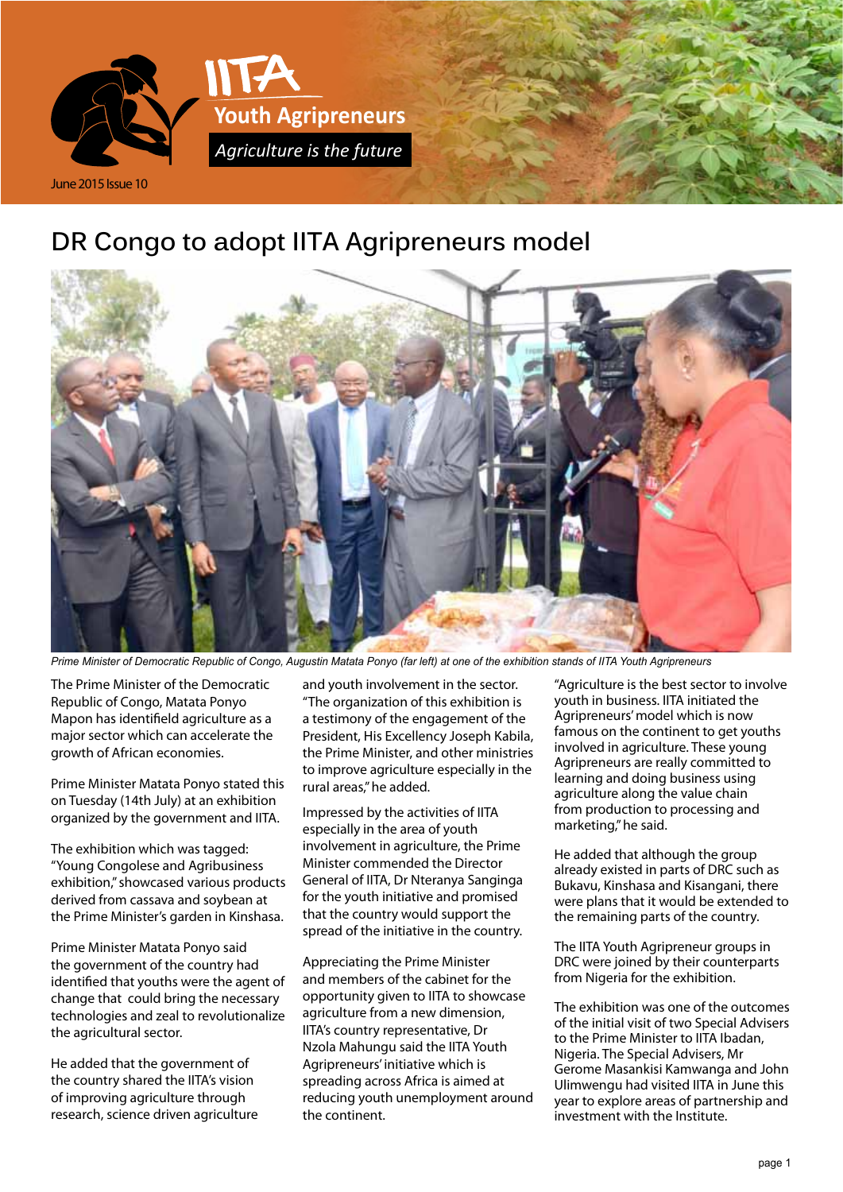IITA

Youth Agripreneurs

*Agriculture is the future*

June 2015 Issue 10

# DR Congo to adopt IITA Agripreneurs model

*Prime Minister of Democratic Republic of Congo, Augustin Matata Ponyo (far left) at one of the exhibition stands of IITA Youth Agripreneurs*

The Prime Minister of the Democratic Republic of Congo, Matata Ponyo Mapon has identifield agriculture as a major sector which can accelerate the growth of African economies.

Prime Minister Matata Ponyo stated this on Tuesday (14th July) at an exhibition organized by the government and IITA.

The exhibition which was tagged: "Young Congolese and Agribusiness exhibition," showcased various products derived from cassava and soybean at the Prime Minister's garden in Kinshasa.

Prime Minister Matata Ponyo said the government of the country had identified that youths were the agent of change that could bring the necessary technologies and zeal to revolutionalize the agricultural sector.

He added that the government of the country shared the IITA's vision of improving agriculture through research, science driven agriculture and youth involvement in the sector. "The organization of this exhibition is a testimony of the engagement of the President, His Excellency Joseph Kabila, the Prime Minister, and other ministries to improve agriculture especially in the rural areas," he added.

Impressed by the activities of IITA especially in the area of youth involvement in agriculture, the Prime Minister commended the Director General of IITA, Dr Nteranya Sanginga for the youth initiative and promised that the country would support the spread of the initiative in the country.

Appreciating the Prime Minister and members of the cabinet for the opportunity given to IITA to showcase agriculture from a new dimension, IITA's country representative, Dr Nzola Mahungu said the IITA Youth Agripreneurs' initiative which is spreading across Africa is aimed at reducing youth unemployment around the continent.

"Agriculture is the best sector to involve youth in business. IITA initiated the Agripreneurs' model which is now famous on the continent to get youths involved in agriculture. These young Agripreneurs are really committed to learning and doing business using agriculture along the value chain from production to processing and marketing," he said.

He added that although the group already existed in parts of DRC such as Bukavu, Kinshasa and Kisangani, there were plans that it would be extended to the remaining parts of the country.

The IITA Youth Agripreneur groups in DRC were joined by their counterparts from Nigeria for the exhibition.

The exhibition was one of the outcomes of the initial visit of two Special Advisers to the Prime Minister to IITA Ibadan, Nigeria. The Special Advisers, Mr Gerome Masankisi Kamwanga and John Ulimwengu had visited IITA in June this year to explore areas of partnership and investment with the Institute.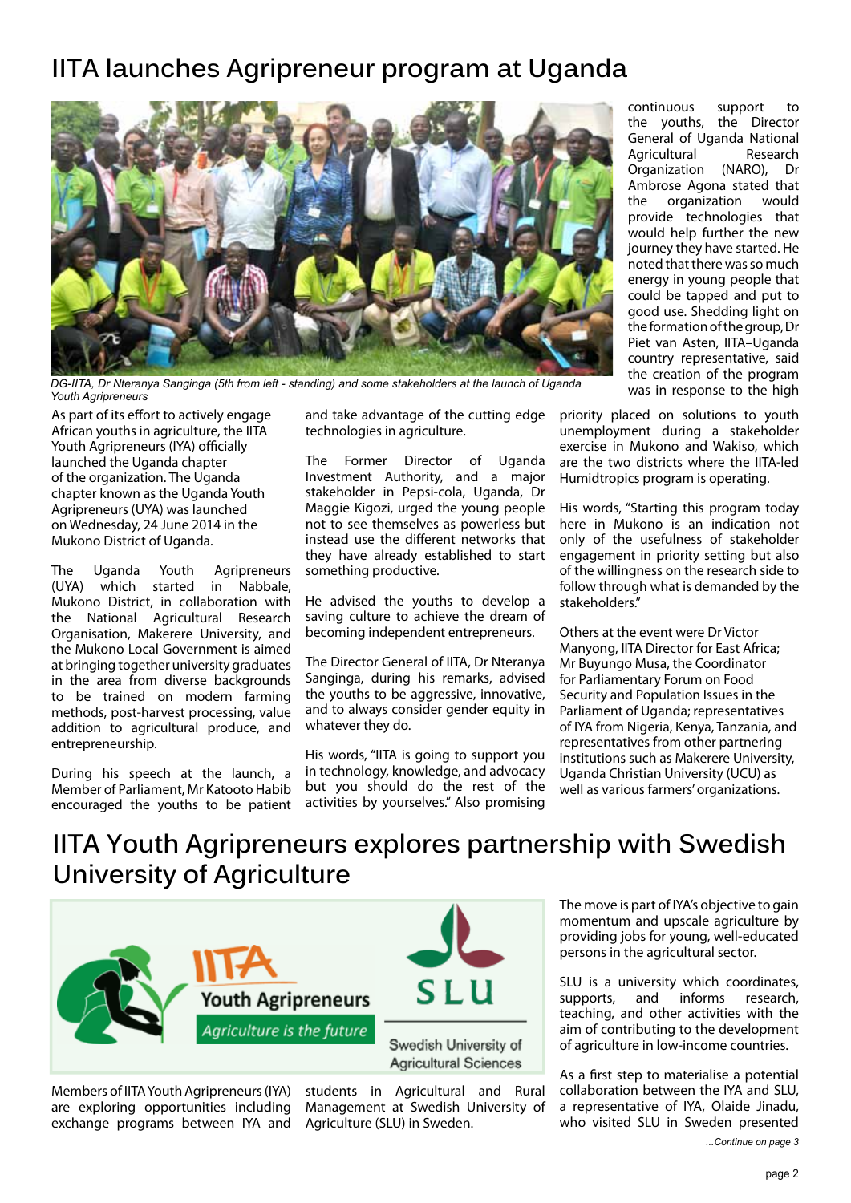# IITA launches Agripreneur program at Uganda

DG-IITA, Dr Nteranya Sanginga (5th from left - standing) and some stakeholders at the launch of Uganda Youth Agripreneurs

As part of its effort to actively engage African youths in agriculture, the IITA Youth Agripreneurs (IYA) officially launched the Uganda chapter of the organization. The Uganda chapter known as the Uganda Youth Agripreneurs (UYA) was launched on Wednesday, 24 June 2014 in the Mukono District of Uganda.

The Uganda Youth Agripreneurs (UYA) which started in Nabbale, Mukono District, in collaboration with the National Agricultural Research Organisation, Makerere University, and the Mukono Local Government is aimed at bringing together university graduates in the area from diverse backgrounds to be trained on modern farming methods, post-harvest processing, value addition to agricultural produce, and entrepreneurship.

During his speech at the launch, a Member of Parliament, Mr Katooto Habib encouraged the youths to be patient and take advantage of the cutting edge technologies in agriculture.

The Former Director of Uganda Investment Authority, and a major stakeholder in Pepsi-cola, Uganda, Dr Maggie Kigozi, urged the young people not to see themselves as powerless but instead use the different networks that they have already established to start something productive.

He advised the youths to develop a saving culture to achieve the dream of becoming independent entrepreneurs.

The Director General of IITA, Dr Nteranya Sanginga, during his remarks, advised the youths to be aggressive, innovative, and to always consider gender equity in whatever they do.

His words, "IITA is going to support you in technology, knowledge, and advocacy but you should do the rest of the activities by yourselves." Also promising continuous support to the youths, the Director General of Uganda National Agricultural Research Organization (NARO), Dr Ambrose Agona stated that the organization would provide technologies that would help further the new journey they have started. He noted that there was so much energy in young people that could be tapped and put to good use. Shedding light on the formation of the group, Dr Piet van Asten, IITA–Uganda country representative, said the creation of the program was in response to the high priority placed on solutions to youth unemployment during a stakeholder exercise in Mukono and Wakiso, which are the two districts where the IITA-led Humidtropics program is operating.

His words, "Starting this program today here in Mukono is an indication not only of the usefulness of stakeholder engagement in priority setting but also of the willingness on the research side to follow through what is demanded by the stakeholders."

Others at the event were Dr Victor Manyong, IITA Director for East Africa; Mr Buyungo Musa, the Coordinator for Parliamentary Forum on Food Security and Population Issues in the Parliament of Uganda; representatives of IYA from Nigeria, Kenya, Tanzania, and representatives from other partnering institutions such as Makerere University, Uganda Christian University (UCU) as well as various farmers' organizations.

# IITA Youth Agripreneurs explores partnership with Swedish University of Agriculture

Members of IITA Youth Agripreneurs (IYA) are exploring opportunities including exchange programs between IYA and students in Agricultural and Rural Management at Swedish University of Agriculture (SLU) in Sweden.

The move is part of IYA's objective to gain momentum and upscale agriculture by providing jobs for young, well-educated persons in the agricultural sector.

SLU is a university which coordinates, supports, and informs research, teaching, and other activities with the aim of contributing to the development of agriculture in low-income countries.

As a first step to materialise a potential collaboration between the IYA and SLU, a representative of IYA, Olaide Jinadu, who visited SLU in Sweden presented

*...Continue on page 3*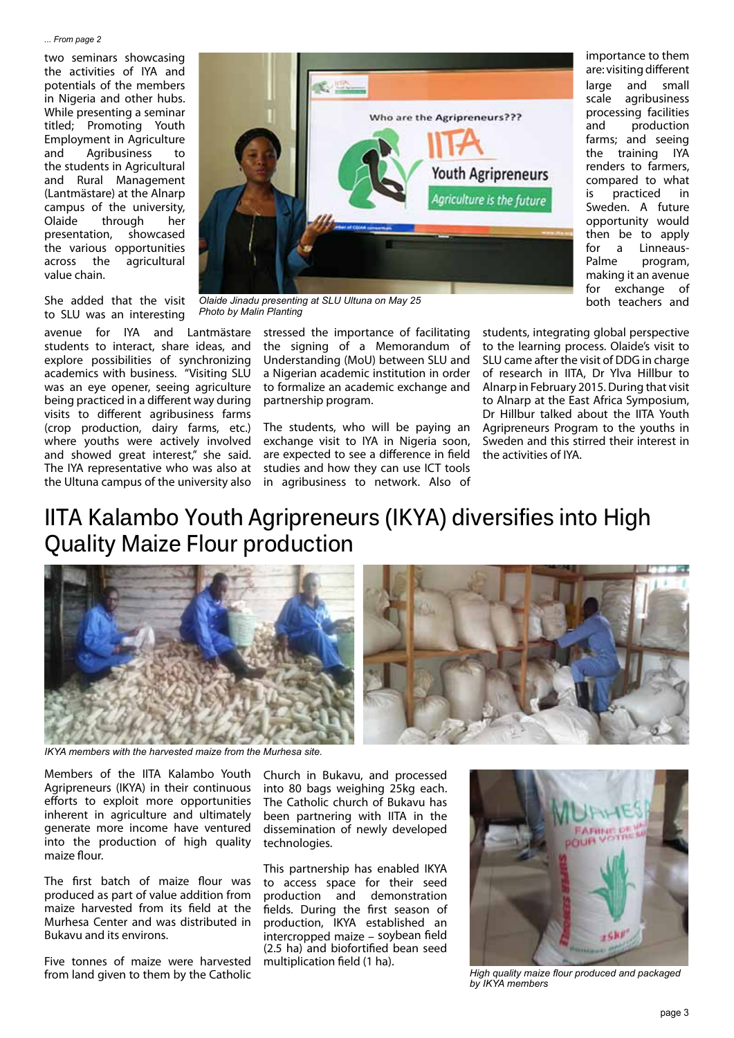*... From page 2*

two seminars showcasing the activities of IYA and potentials of the members in Nigeria and other hubs. While presenting a seminar titled; Promoting Youth Employment in Agriculture and Agribusiness to the students in Agricultural and Rural Management (Lantmästare) at the Alnarp campus of the university, Olaide through her presentation, showcased the various opportunities across the agricultural value chain.

*Olaide Jinadu presenting at SLU Ultuna on May 25*
*Photo by Malin Planting*

She added that the visit to SLU was an interesting avenue for IYA and Lantmästare students to interact, share ideas, and explore possibilities of synchronizing academics with business. "Visiting SLU was an eye opener, seeing agriculture being practiced in a different way during visits to different agribusiness farms (crop production, dairy farms, etc.) where youths were actively involved and showed great interest," she said. The IYA representative who was also at the Ultuna campus of the university also stressed the importance of facilitating the signing of a Memorandum of Understanding (MoU) between SLU and a Nigerian academic institution in order to formalize an academic exchange and partnership program.

The students, who will be paying an exchange visit to IYA in Nigeria soon, are expected to see a difference in field studies and how they can use ICT tools in agribusiness to network. Also of importance to them are: visiting different large and small scale agribusiness processing facilities and production farms; and seeing the training IYA renders to farmers, compared to what is practiced in Sweden. A future opportunity would then be to apply for a Linneaus-Palme program, making it an avenue for exchange of both teachers and students, integrating global perspective to the learning process. Olaide's visit to SLU came after the visit of DDG in charge of research in IITA, Dr Ylva Hillbur to Alnarp in February 2015. During that visit to Alnarp at the East Africa Symposium, Dr Hillbur talked about the IITA Youth Agripreneurs Program to the youths in Sweden and this stirred their interest in the activities of IYA.

# IITA Kalambo Youth Agripreneurs (IKYA) diversifies into High Quality Maize Flour production

*IKYA members with the harvested maize from the Murhesa site.*

Members of the IITA Kalambo Youth Agripreneurs (IKYA) in their continuous efforts to exploit more opportunities inherent in agriculture and ultimately generate more income have ventured into the production of high quality maize flour.

The first batch of maize flour was produced as part of value addition from maize harvested from its field at the Murhesa Center and was distributed in Bukavu and its environs.

Five tonnes of maize were harvested from land given to them by the Catholic Church in Bukavu, and processed into 80 bags weighing 25kg each. The Catholic church of Bukavu has been partnering with IITA in the dissemination of newly developed technologies.

This partnership has enabled IKYA to access space for their seed production and demonstration fields. During the first season of production, IKYA established an intercropped maize – soybean field (2.5 ha) and biofortified bean seed multiplication field (1 ha).

*High quality maize flour produced and packaged by IKYA members*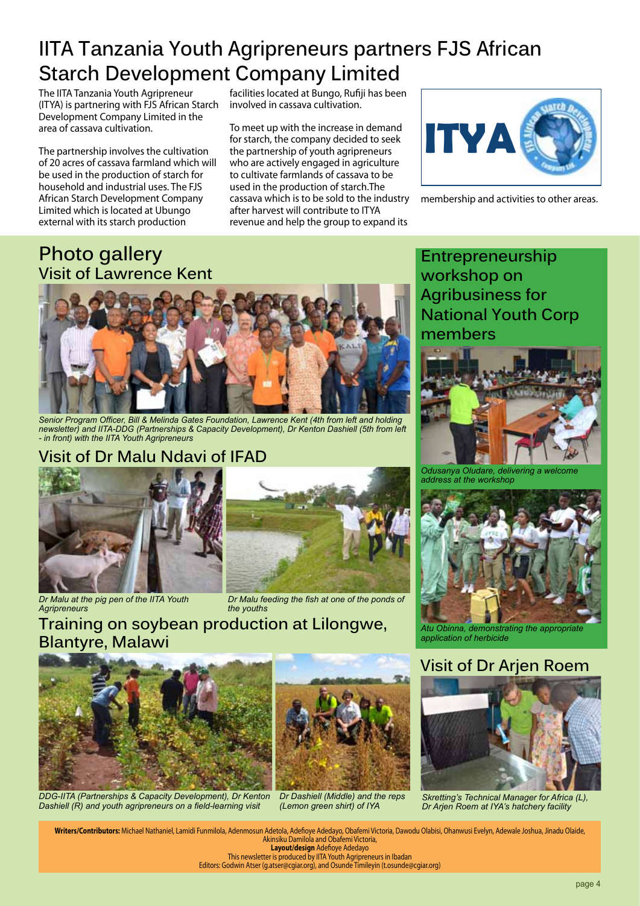# IITA Tanzania Youth Agripreneurs partners FJS African Starch Development Company Limited

The IITA Tanzania Youth Agripreneur (ITYA) is partnering with FJS African Starch Development Company Limited in the area of cassava cultivation.

The partnership involves the cultivation of 20 acres of cassava farmland which will be used in the production of starch for household and industrial uses. The FJS African Starch Development Company Limited which is located at Ubungo external with its starch production facilities located at Bungo, Rufiji has been involved in cassava cultivation.

To meet up with the increase in demand for starch, the company decided to seek the partnership of youth agripreneurs who are actively engaged in agriculture to cultivate farmlands of cassava to be used in the production of starch.The cassava which is to be sold to the industry after harvest will contribute to ITYA revenue and help the group to expand its membership and activities to other areas.

## Photo gallery

### Visit of Lawrence Kent

*Senior Program Officer, Bill & Melinda Gates Foundation, Lawrence Kent (4th from left and holding newsletter) and IITA-DDG (Partnerships & Capacity Development), Dr Kenton Dashiell (5th from left - in front) with the IITA Youth Agripreneurs*

### Visit of Dr Malu Ndavi of IFAD

*Dr Malu at the pig pen of the IITA Youth Agripreneurs*

*Dr Malu feeding the fish at one of the ponds of the youths*

### Training on soybean production at Lilongwe, Blantyre, Malawi

*DDG-IITA (Partnerships & Capacity Development), Dr Kenton Dashiell (R) and youth agripreneurs on a field-learning visit*

*Dr Dashiell (Middle) and the reps (Lemon green shirt) of IYA*

### Entrepreneurship workshop on Agribusiness for National Youth Corp members

*Odusanya Oludare, delivering a welcome address at the workshop*

*Atu Obinna, demonstrating the appropriate application of herbicide*

### Visit of Dr Arjen Roem

*Skretting's Technical Manager for Africa (L), Dr Arjen Roem at IYA's hatchery facility*

**Writers/Contributors:** Michael Nathaniel, Lamidi Funmilola, Adenmosun Adetola, Adefioye Adedayo, Obafemi Victoria, Dawodu Olabisi, Ohanwusi Evelyn, Adewale Joshua, Jinadu Olaide, Akinsiku Damilola and Obafemi Victoria,
**Layout/design** Adefioye Adedayo
This newsletter is produced by IITA Youth Agripreneurs in Ibadan
Editors: Godwin Atser (g.atser@cgiar.org), and Osunde Timileyin (t.osunde@cgiar.org)